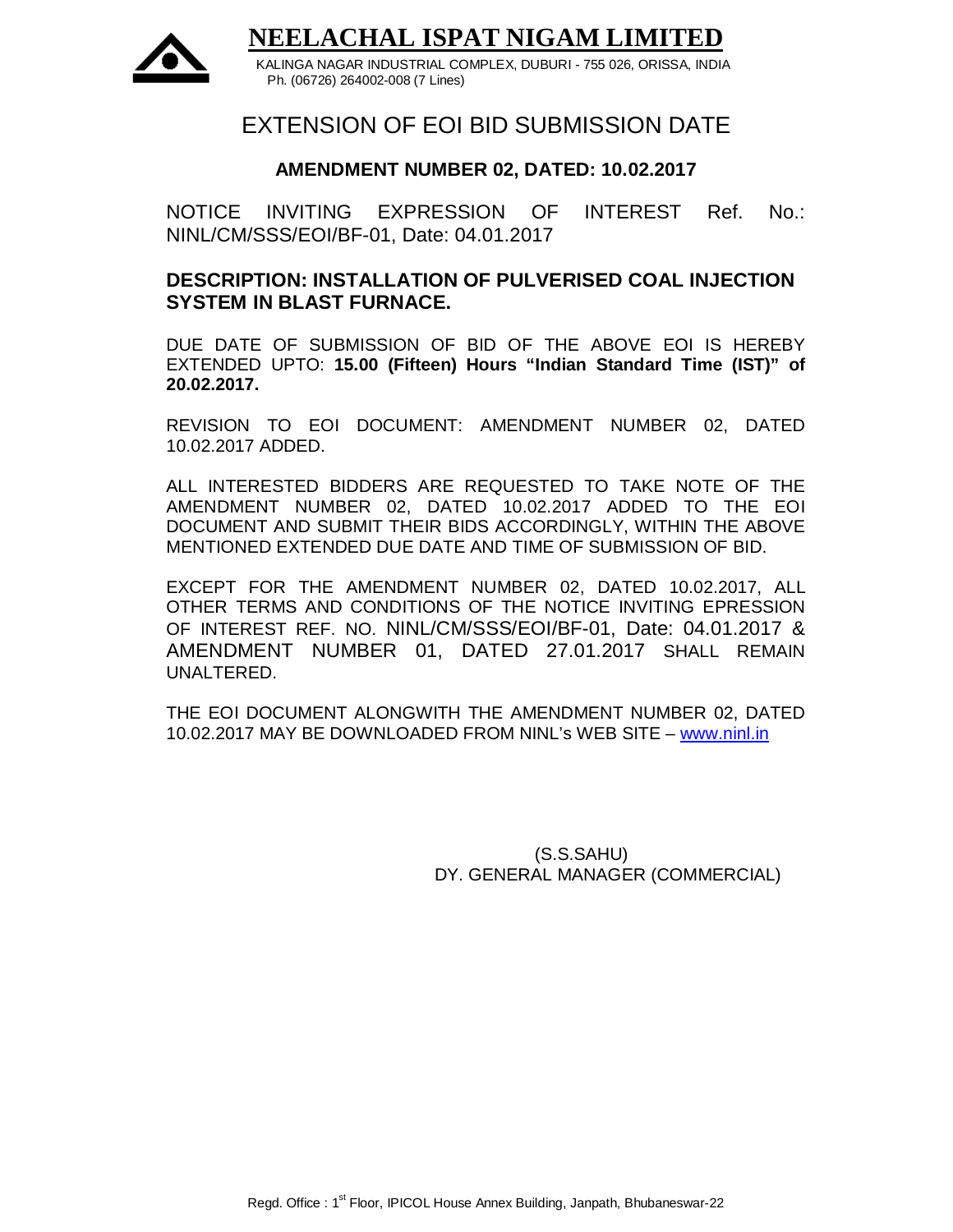# NEELACHAL ISPAT NIGAM LIMITED

KALINGA NAGAR INDUSTRIAL COMPLEX, DUBURI - 755 026, ORISSA, INDIA
Ph. (06726) 264002-008 (7 Lines)

## EXTENSION OF EOI BID SUBMISSION DATE

**AMENDMENT NUMBER 02, DATED: 10.02.2017**

NOTICE INVITING EXPRESSION OF INTEREST Ref. No.: NINL/CM/SSS/EOI/BF-01, Date: 04.01.2017

**DESCRIPTION: INSTALLATION OF PULVERISED COAL INJECTION SYSTEM IN BLAST FURNACE.**

DUE DATE OF SUBMISSION OF BID OF THE ABOVE EOI IS HEREBY EXTENDED UPTO: **15.00 (Fifteen) Hours "Indian Standard Time (IST)" of 20.02.2017.**

REVISION TO EOI DOCUMENT: AMENDMENT NUMBER 02, DATED 10.02.2017 ADDED.

ALL INTERESTED BIDDERS ARE REQUESTED TO TAKE NOTE OF THE AMENDMENT NUMBER 02, DATED 10.02.2017 ADDED TO THE EOI DOCUMENT AND SUBMIT THEIR BIDS ACCORDINGLY, WITHIN THE ABOVE MENTIONED EXTENDED DUE DATE AND TIME OF SUBMISSION OF BID.

EXCEPT FOR THE AMENDMENT NUMBER 02, DATED 10.02.2017, ALL OTHER TERMS AND CONDITIONS OF THE NOTICE INVITING EPRESSION OF INTEREST REF. NO. NINL/CM/SSS/EOI/BF-01, Date: 04.01.2017 & AMENDMENT NUMBER 01, DATED 27.01.2017 SHALL REMAIN UNALTERED.

THE EOI DOCUMENT ALONGWITH THE AMENDMENT NUMBER 02, DATED 10.02.2017 MAY BE DOWNLOADED FROM NINL's WEB SITE – www.ninl.in

(S.S.SAHU)
DY. GENERAL MANAGER (COMMERCIAL)

Regd. Office : 1st Floor, IPICOL House Annex Building, Janpath, Bhubaneswar-22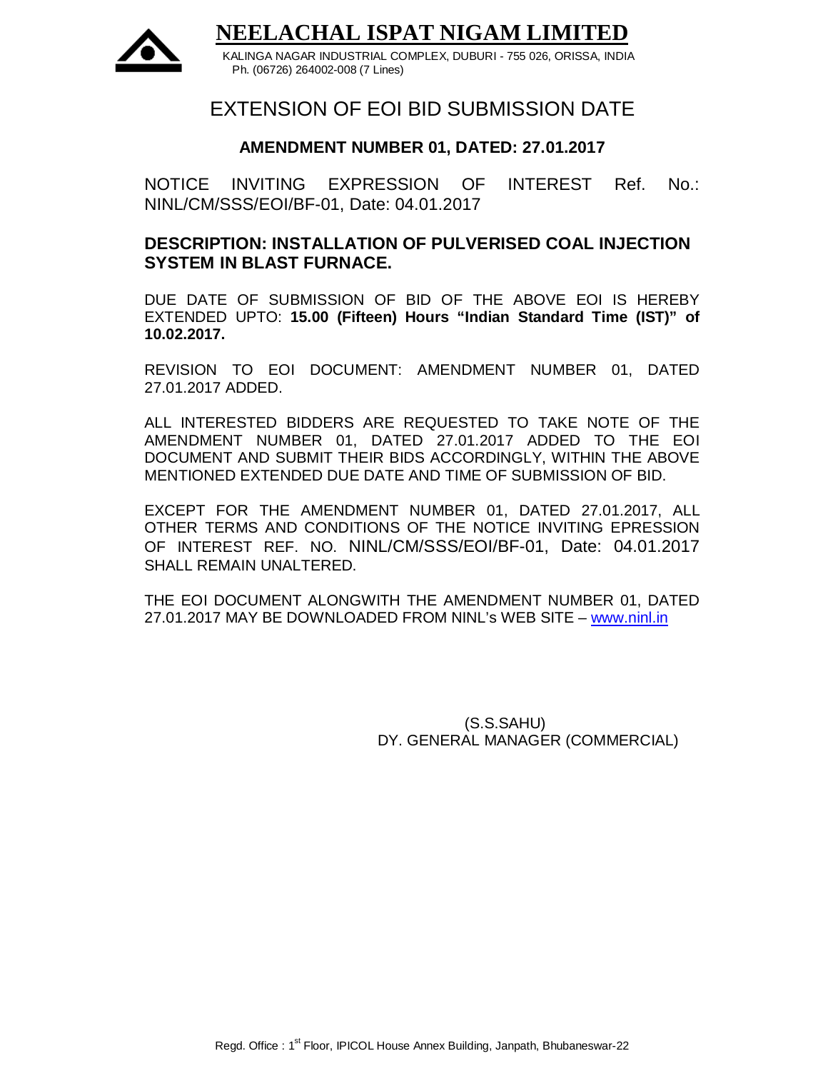# NEELACHAL ISPAT NIGAM LIMITED

KALINGA NAGAR INDUSTRIAL COMPLEX, DUBURI - 755 026, ORISSA, INDIA
Ph. (06726) 264002-008 (7 Lines)

## EXTENSION OF EOI BID SUBMISSION DATE

**AMENDMENT NUMBER 01, DATED: 27.01.2017**

NOTICE INVITING EXPRESSION OF INTEREST Ref. No.: NINL/CM/SSS/EOI/BF-01, Date: 04.01.2017

**DESCRIPTION: INSTALLATION OF PULVERISED COAL INJECTION SYSTEM IN BLAST FURNACE.**

DUE DATE OF SUBMISSION OF BID OF THE ABOVE EOI IS HEREBY EXTENDED UPTO: **15.00 (Fifteen) Hours "Indian Standard Time (IST)" of 10.02.2017.**

REVISION TO EOI DOCUMENT: AMENDMENT NUMBER 01, DATED 27.01.2017 ADDED.

ALL INTERESTED BIDDERS ARE REQUESTED TO TAKE NOTE OF THE AMENDMENT NUMBER 01, DATED 27.01.2017 ADDED TO THE EOI DOCUMENT AND SUBMIT THEIR BIDS ACCORDINGLY, WITHIN THE ABOVE MENTIONED EXTENDED DUE DATE AND TIME OF SUBMISSION OF BID.

EXCEPT FOR THE AMENDMENT NUMBER 01, DATED 27.01.2017, ALL OTHER TERMS AND CONDITIONS OF THE NOTICE INVITING EPRESSION OF INTEREST REF. NO. NINL/CM/SSS/EOI/BF-01, Date: 04.01.2017 SHALL REMAIN UNALTERED.

THE EOI DOCUMENT ALONGWITH THE AMENDMENT NUMBER 01, DATED 27.01.2017 MAY BE DOWNLOADED FROM NINL's WEB SITE – www.ninl.in

(S.S.SAHU)
DY. GENERAL MANAGER (COMMERCIAL)

Regd. Office : 1st Floor, IPICOL House Annex Building, Janpath, Bhubaneswar-22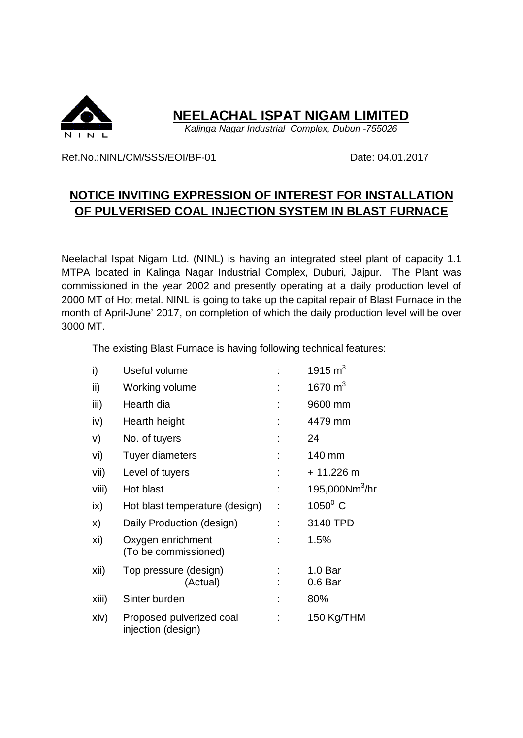# NEELACHAL ISPAT NIGAM LIMITED

*Kalinga Nagar Industrial Complex, Duburi -755026*

Ref.No.:NINL/CM/SSS/EOI/BF-01 Date: 04.01.2017

## NOTICE INVITING EXPRESSION OF INTEREST FOR INSTALLATION OF PULVERISED COAL INJECTION SYSTEM IN BLAST FURNACE

Neelachal Ispat Nigam Ltd. (NINL) is having an integrated steel plant of capacity 1.1 MTPA located in Kalinga Nagar Industrial Complex, Duburi, Jajpur. The Plant was commissioned in the year 2002 and presently operating at a daily production level of 2000 MT of Hot metal. NINL is going to take up the capital repair of Blast Furnace in the month of April-June' 2017, on completion of which the daily production level will be over 3000 MT.

The existing Blast Furnace is having following technical features:

| | | | |
|---|---|---|---|
| i) | Useful volume | : | 1915 $m^3$ |
| ii) | Working volume | : | 1670 $m^3$ |
| iii) | Hearth dia | : | 9600 mm |
| iv) | Hearth height | : | 4479 mm |
| v) | No. of tuyers | : | 24 |
| vi) | Tuyer diameters | : | 140 mm |
| vii) | Level of tuyers | : | + 11.226 m |
| viii) | Hot blast | : | 195,000$Nm^3$/hr |
| ix) | Hot blast temperature (design) | : | $1050^0$ C |
| x) | Daily Production (design) | : | 3140 TPD |
| xi) | Oxygen enrichment (To be commissioned) | : | 1.5% |
| xii) | Top pressure (design) | : | 1.0 Bar |
| | (Actual) | : | 0.6 Bar |
| xiii) | Sinter burden | : | 80% |
| xiv) | Proposed pulverized coal injection (design) | : | 150 Kg/THM |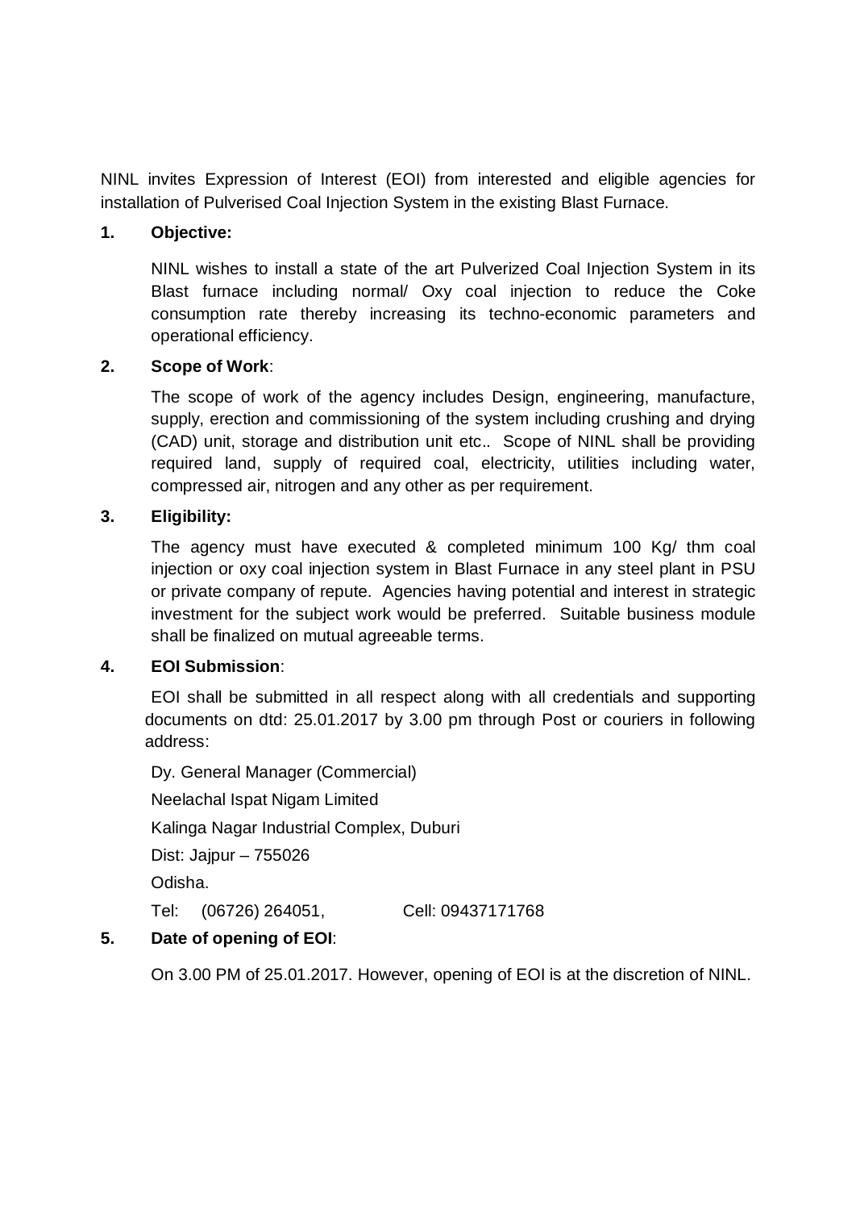NINL invites Expression of Interest (EOI) from interested and eligible agencies for installation of Pulverised Coal Injection System in the existing Blast Furnace.

**1. Objective:**

NINL wishes to install a state of the art Pulverized Coal Injection System in its Blast furnace including normal/ Oxy coal injection to reduce the Coke consumption rate thereby increasing its techno-economic parameters and operational efficiency.

**2. Scope of Work**:

The scope of work of the agency includes Design, engineering, manufacture, supply, erection and commissioning of the system including crushing and drying (CAD) unit, storage and distribution unit etc.. Scope of NINL shall be providing required land, supply of required coal, electricity, utilities including water, compressed air, nitrogen and any other as per requirement.

**3. Eligibility:**

The agency must have executed & completed minimum 100 Kg/ thm coal injection or oxy coal injection system in Blast Furnace in any steel plant in PSU or private company of repute. Agencies having potential and interest in strategic investment for the subject work would be preferred. Suitable business module shall be finalized on mutual agreeable terms.

**4. EOI Submission**:

EOI shall be submitted in all respect along with all credentials and supporting documents on dtd: 25.01.2017 by 3.00 pm through Post or couriers in following address:

Dy. General Manager (Commercial)

Neelachal Ispat Nigam Limited

Kalinga Nagar Industrial Complex, Duburi

Dist: Jajpur – 755026

Odisha.

Tel: (06726) 264051, Cell: 09437171768

**5. Date of opening of EOI**:

On 3.00 PM of 25.01.2017. However, opening of EOI is at the discretion of NINL.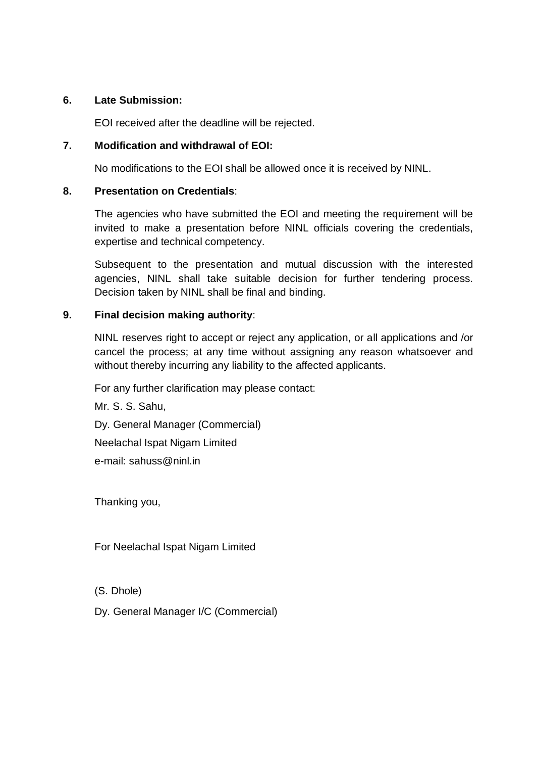**6. Late Submission:**

EOI received after the deadline will be rejected.

**7. Modification and withdrawal of EOI:**

No modifications to the EOI shall be allowed once it is received by NINL.

**8. Presentation on Credentials**:

The agencies who have submitted the EOI and meeting the requirement will be invited to make a presentation before NINL officials covering the credentials, expertise and technical competency.

Subsequent to the presentation and mutual discussion with the interested agencies, NINL shall take suitable decision for further tendering process. Decision taken by NINL shall be final and binding.

**9. Final decision making authority**:

NINL reserves right to accept or reject any application, or all applications and /or cancel the process; at any time without assigning any reason whatsoever and without thereby incurring any liability to the affected applicants.

For any further clarification may please contact:

Mr. S. S. Sahu,

Dy. General Manager (Commercial)

Neelachal Ispat Nigam Limited

e-mail: sahuss@ninl.in

Thanking you,

For Neelachal Ispat Nigam Limited

(S. Dhole)

Dy. General Manager I/C (Commercial)